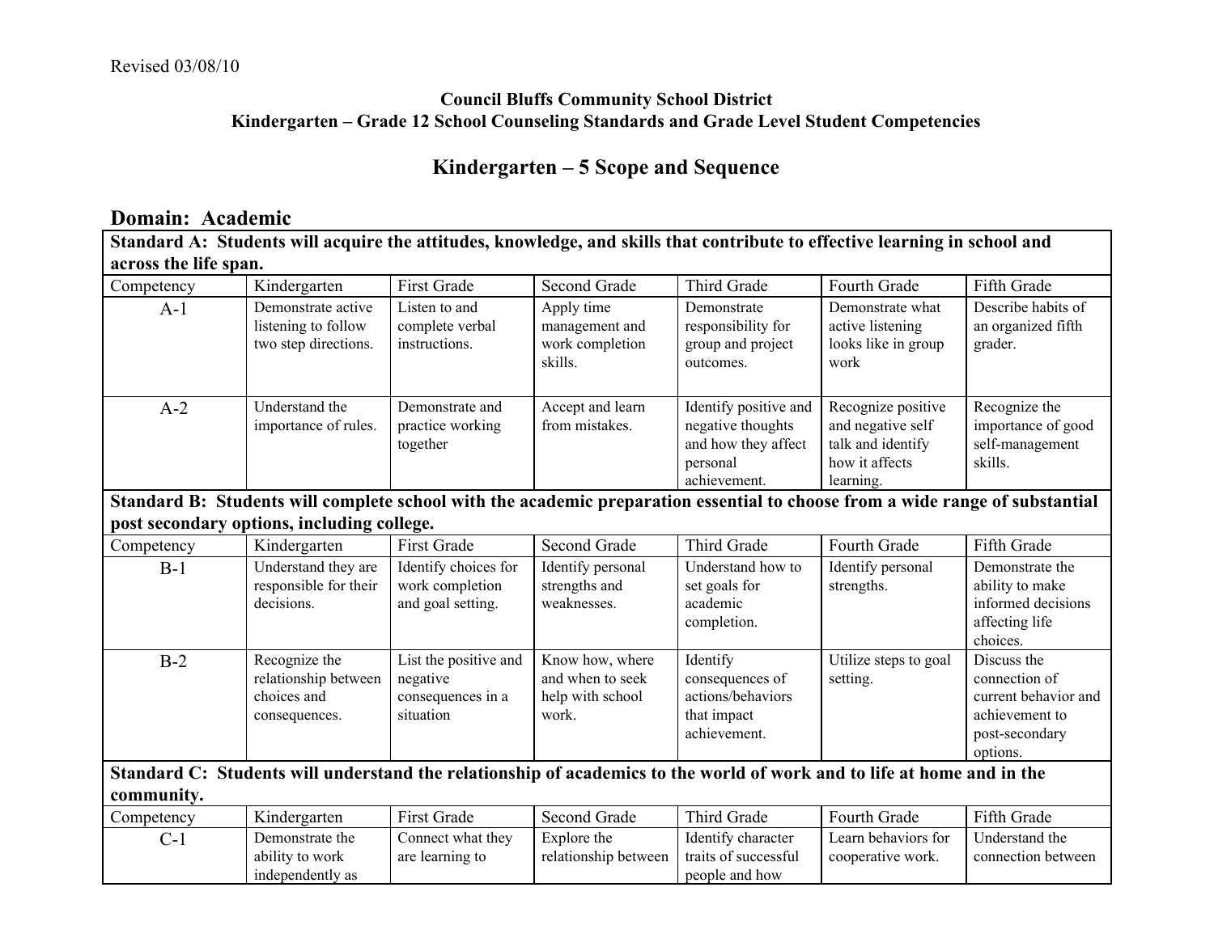Revised 03/08/10

**Council Bluffs Community School District**
**Kindergarten – Grade 12 School Counseling Standards and Grade Level Student Competencies**

## Kindergarten – 5 Scope and Sequence

## Domain: Academic

| **Standard A: Students will acquire the attitudes, knowledge, and skills that contribute to effective learning in school and across the life span.** | | | | | | |
|---|---|---|---|---|---|---|
| Competency | Kindergarten | First Grade | Second Grade | Third Grade | Fourth Grade | Fifth Grade |
| A-1 | Demonstrate active listening to follow two step directions. | Listen to and complete verbal instructions. | Apply time management and work completion skills. | Demonstrate responsibility for group and project outcomes. | Demonstrate what active listening looks like in group work | Describe habits of an organized fifth grader. |
| A-2 | Understand the importance of rules. | Demonstrate and practice working together | Accept and learn from mistakes. | Identify positive and negative thoughts and how they affect personal achievement. | Recognize positive and negative self talk and identify how it affects learning. | Recognize the importance of good self-management skills. |
| **Standard B: Students will complete school with the academic preparation essential to choose from a wide range of substantial post secondary options, including college.** | | | | | | |
| Competency | Kindergarten | First Grade | Second Grade | Third Grade | Fourth Grade | Fifth Grade |
| B-1 | Understand they are responsible for their decisions. | Identify choices for work completion and goal setting. | Identify personal strengths and weaknesses. | Understand how to set goals for academic completion. | Identify personal strengths. | Demonstrate the ability to make informed decisions affecting life choices. |
| B-2 | Recognize the relationship between choices and consequences. | List the positive and negative consequences in a situation | Know how, where and when to seek help with school work. | Identify consequences of actions/behaviors that impact achievement. | Utilize steps to goal setting. | Discuss the connection of current behavior and achievement to post-secondary options. |
| **Standard C: Students will understand the relationship of academics to the world of work and to life at home and in the community.** | | | | | | |
| Competency | Kindergarten | First Grade | Second Grade | Third Grade | Fourth Grade | Fifth Grade |
| C-1 | Demonstrate the ability to work independently as | Connect what they are learning to | Explore the relationship between | Identify character traits of successful people and how | Learn behaviors for cooperative work. | Understand the connection between |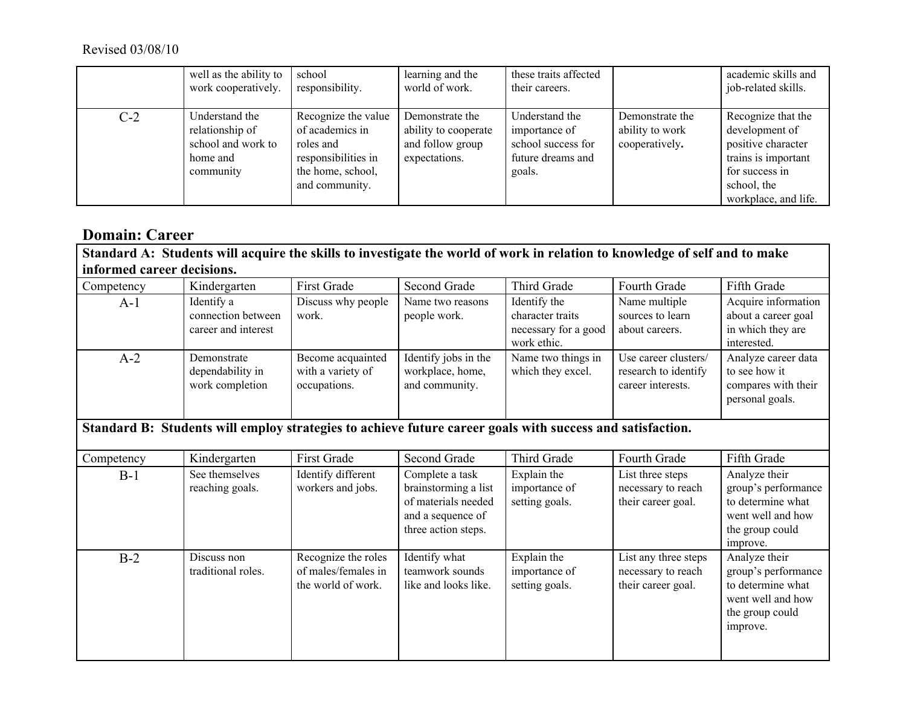| | well as the ability to work cooperatively. | school responsibility. | learning and the world of work. | these traits affected their careers. | | academic skills and job-related skills. |
|---|---|---|---|---|---|---|
| C-2 | Understand the relationship of school and work to home and community | Recognize the value of academics in roles and responsibilities in the home, school, and community. | Demonstrate the ability to cooperate and follow group expectations. | Understand the importance of school success for future dreams and goals. | Demonstrate the ability to work cooperatively**.** | Recognize that the development of positive character trains is important for success in school, the workplace, and life. |

## Domain: Career

| **Standard A: Students will acquire the skills to investigate the world of work in relation to knowledge of self and to make informed career decisions.** | | | | | | |
|---|---|---|---|---|---|---|
| Competency | Kindergarten | First Grade | Second Grade | Third Grade | Fourth Grade | Fifth Grade |
| A-1 | Identify a connection between career and interest | Discuss why people work. | Name two reasons people work. | Identify the character traits necessary for a good work ethic. | Name multiple sources to learn about careers. | Acquire information about a career goal in which they are interested. |
| A-2 | Demonstrate dependability in work completion | Become acquainted with a variety of occupations. | Identify jobs in the workplace, home, and community. | Name two things in which they excel. | Use career clusters/ research to identify career interests. | Analyze career data to see how it compares with their personal goals. |
| **Standard B: Students will employ strategies to achieve future career goals with success and satisfaction.** | | | | | | |
| Competency | Kindergarten | First Grade | Second Grade | Third Grade | Fourth Grade | Fifth Grade |
| B-1 | See themselves reaching goals. | Identify different workers and jobs. | Complete a task brainstorming a list of materials needed and a sequence of three action steps. | Explain the importance of setting goals. | List three steps necessary to reach their career goal. | Analyze their group's performance to determine what went well and how the group could improve. |
| B-2 | Discuss non traditional roles. | Recognize the roles of males/females in the world of work. | Identify what teamwork sounds like and looks like. | Explain the importance of setting goals. | List any three steps necessary to reach their career goal. | Analyze their group's performance to determine what went well and how the group could improve. |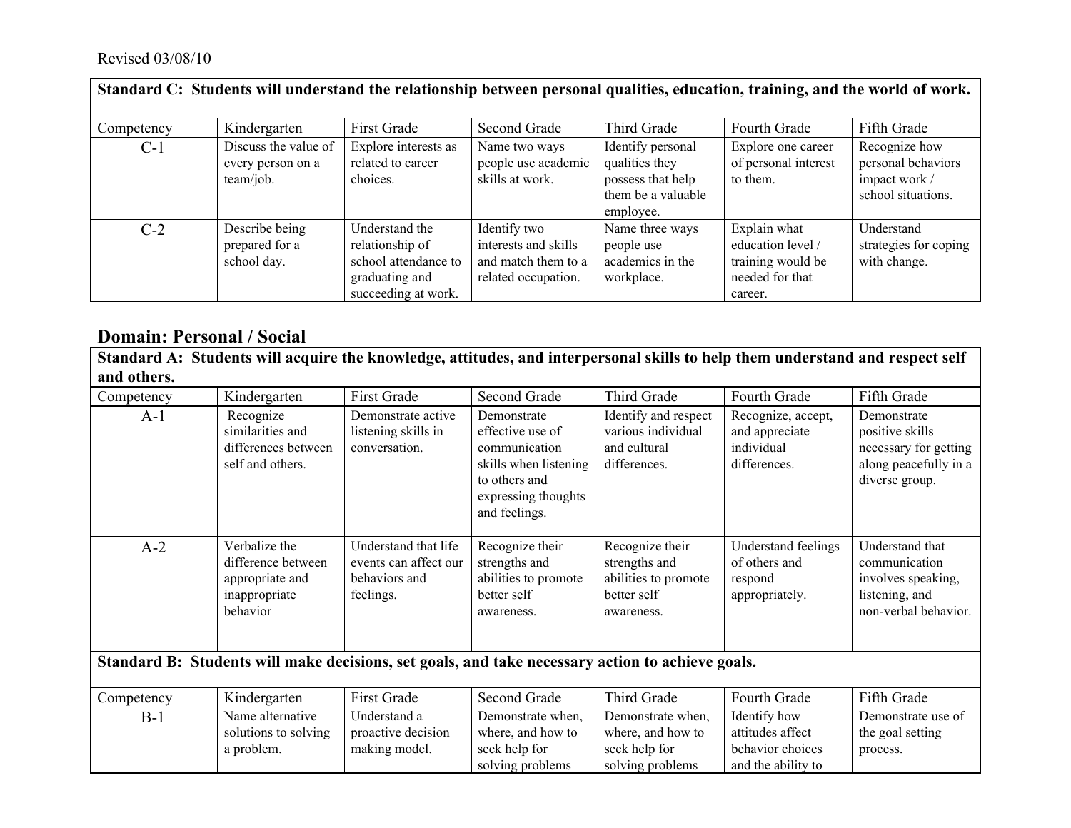Revised 03/08/10

| Standard C: Students will understand the relationship between personal qualities, education, training, and the world of work. | | | | | | |
|---|---|---|---|---|---|---|
| Competency | Kindergarten | First Grade | Second Grade | Third Grade | Fourth Grade | Fifth Grade |
| C-1 | Discuss the value of every person on a team/job. | Explore interests as related to career choices. | Name two ways people use academic skills at work. | Identify personal qualities they possess that help them be a valuable employee. | Explore one career of personal interest to them. | Recognize how personal behaviors impact work / school situations. |
| C-2 | Describe being prepared for a school day. | Understand the relationship of school attendance to graduating and succeeding at work. | Identify two interests and skills and match them to a related occupation. | Name three ways people use academics in the workplace. | Explain what education level / training would be needed for that career. | Understand strategies for coping with change. |

## Domain: Personal / Social

| Standard A: Students will acquire the knowledge, attitudes, and interpersonal skills to help them understand and respect self and others. | | | | | | |
|---|---|---|---|---|---|---|
| Competency | Kindergarten | First Grade | Second Grade | Third Grade | Fourth Grade | Fifth Grade |
| A-1 | Recognize similarities and differences between self and others. | Demonstrate active listening skills in conversation. | Demonstrate effective use of communication skills when listening to others and expressing thoughts and feelings. | Identify and respect various individual and cultural differences. | Recognize, accept, and appreciate individual differences. | Demonstrate positive skills necessary for getting along peacefully in a diverse group. |
| A-2 | Verbalize the difference between appropriate and inappropriate behavior | Understand that life events can affect our behaviors and feelings. | Recognize their strengths and abilities to promote better self awareness. | Recognize their strengths and abilities to promote better self awareness. | Understand feelings of others and respond appropriately. | Understand that communication involves speaking, listening, and non-verbal behavior. |
| **Standard B: Students will make decisions, set goals, and take necessary action to achieve goals.** | | | | | | |
| Competency | Kindergarten | First Grade | Second Grade | Third Grade | Fourth Grade | Fifth Grade |
| B-1 | Name alternative solutions to solving a problem. | Understand a proactive decision making model. | Demonstrate when, where, and how to seek help for solving problems | Demonstrate when, where, and how to seek help for solving problems | Identify how attitudes affect behavior choices and the ability to | Demonstrate use of the goal setting process. |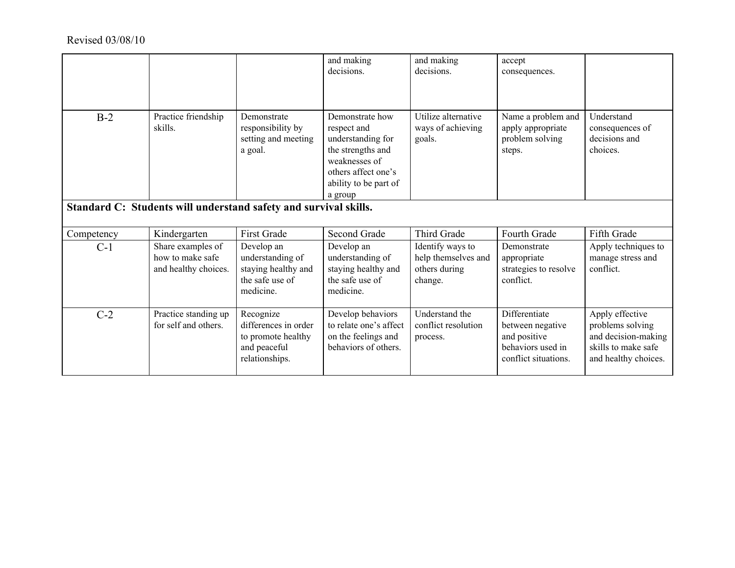| | | | | | | |
|---|---|---|---|---|---|---|
| | | | and making decisions. | and making decisions. | accept consequences. | |
| B-2 | Practice friendship skills. | Demonstrate responsibility by setting and meeting a goal. | Demonstrate how respect and understanding for the strengths and weaknesses of others affect one's ability to be part of a group | Utilize alternative ways of achieving goals. | Name a problem and apply appropriate problem solving steps. | Understand consequences of decisions and choices. |

**Standard C: Students will understand safety and survival skills.**

| Competency | Kindergarten | First Grade | Second Grade | Third Grade | Fourth Grade | Fifth Grade |
|---|---|---|---|---|---|---|
| C-1 | Share examples of how to make safe and healthy choices. | Develop an understanding of staying healthy and the safe use of medicine. | Develop an understanding of staying healthy and the safe use of medicine. | Identify ways to help themselves and others during change. | Demonstrate appropriate strategies to resolve conflict. | Apply techniques to manage stress and conflict. |
| C-2 | Practice standing up for self and others. | Recognize differences in order to promote healthy and peaceful relationships. | Develop behaviors to relate one's affect on the feelings and behaviors of others. | Understand the conflict resolution process. | Differentiate between negative and positive behaviors used in conflict situations. | Apply effective problems solving and decision-making skills to make safe and healthy choices. |